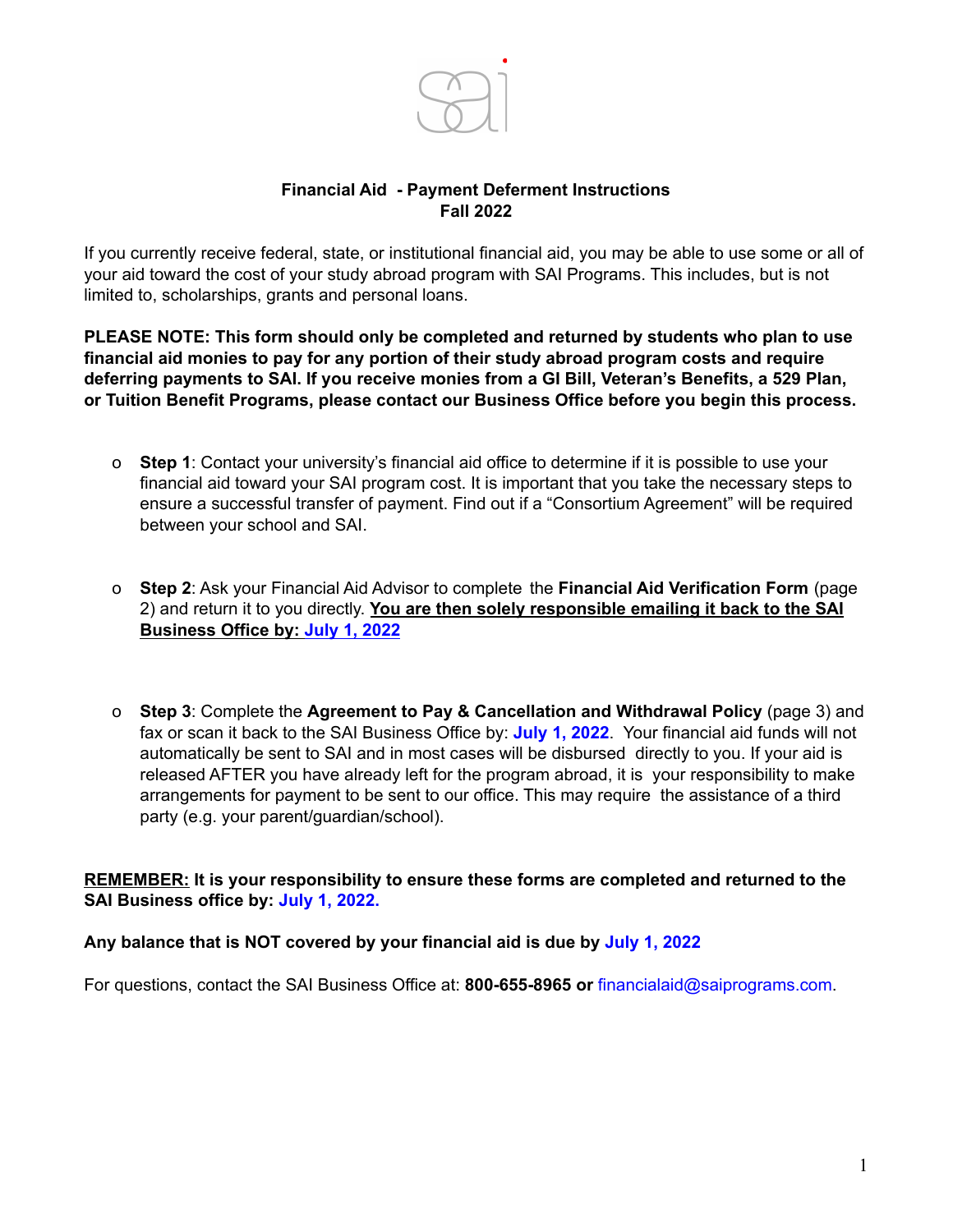# Financial Aid - Payment Deferment Instructions
## Fall 2022

If you currently receive federal, state, or institutional financial aid, you may be able to use some or all of your aid toward the cost of your study abroad program with SAI Programs. This includes, but is not limited to, scholarships, grants and personal loans.

**PLEASE NOTE: This form should only be completed and returned by students who plan to use financial aid monies to pay for any portion of their study abroad program costs and require deferring payments to SAI. If you receive monies from a GI Bill, Veteran's Benefits, a 529 Plan, or Tuition Benefit Programs, please contact our Business Office before you begin this process.**

- **Step 1**: Contact your university's financial aid office to determine if it is possible to use your financial aid toward your SAI program cost. It is important that you take the necessary steps to ensure a successful transfer of payment. Find out if a "Consortium Agreement" will be required between your school and SAI.

- **Step 2**: Ask your Financial Aid Advisor to complete the **Financial Aid Verification Form** (page 2) and return it to you directly. **<u>You are then solely responsible emailing it back to the SAI Business Office by: July 1, 2022</u>**

- **Step 3**: Complete the **Agreement to Pay & Cancellation and Withdrawal Policy** (page 3) and fax or scan it back to the SAI Business Office by: **July 1, 2022**. Your financial aid funds will not automatically be sent to SAI and in most cases will be disbursed directly to you. If your aid is released AFTER you have already left for the program abroad, it is your responsibility to make arrangements for payment to be sent to our office. This may require the assistance of a third party (e.g. your parent/guardian/school).

**<u>REMEMBER:</u> It is your responsibility to ensure these forms are completed and returned to the SAI Business office by: July 1, 2022.**

**Any balance that is NOT covered by your financial aid is due by July 1, 2022**

For questions, contact the SAI Business Office at: **800-655-8965 or** financialaid@saiprograms.com.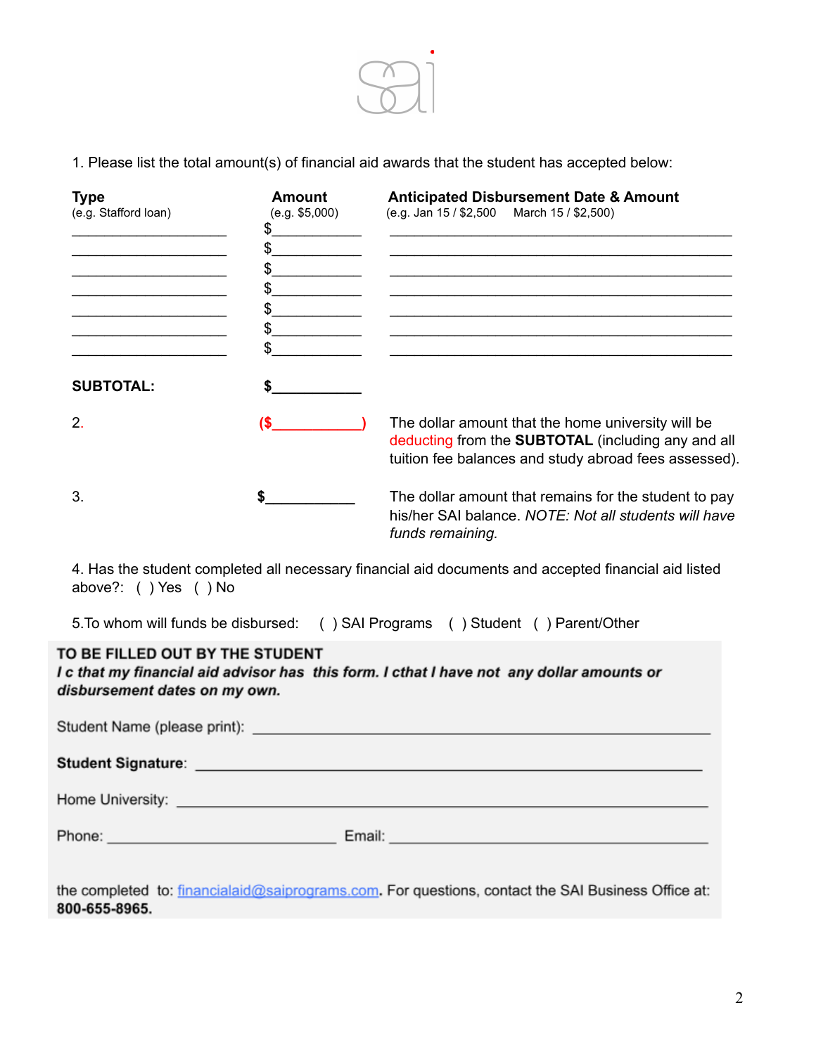1. Please list the total amount(s) of financial aid awards that the student has accepted below:

| Type<br>(e.g. Stafford loan) | Amount<br>(e.g. $5,000) | Anticipated Disbursement Date & Amount<br>(e.g. Jan 15 / $2,500 March 15 / $2,500) |
|---|---|---|
| ____________________ | $___________ | ____________________________________________ |
| ____________________ | $___________ | ____________________________________________ |
| ____________________ | $___________ | ____________________________________________ |
| ____________________ | $___________ | ____________________________________________ |
| ____________________ | $___________ | ____________________________________________ |
| ____________________ | $___________ | ____________________________________________ |
| ____________________ | $___________ | ____________________________________________ |
| **SUBTOTAL:** | **$___________** | |
| 2. | ($___________) | The dollar amount that the home university will be deducting from the **SUBTOTAL** (including any and all tuition fee balances and study abroad fees assessed). |
| 3. | **$___________** | The dollar amount that remains for the student to pay his/her SAI balance. *NOTE: Not all students will have funds remaining.* |

4. Has the student completed all necessary financial aid documents and accepted financial aid listed above?: ( ) Yes ( ) No

5.To whom will funds be disbursed: ( ) SAI Programs ( ) Student ( ) Parent/Other

**TO BE FILLED OUT BY THE STUDENT**

***I c that my financial aid advisor has this form. I cthat I have not any dollar amounts or disbursement dates on my own.***

Student Name (please print): ____________________________________________

**Student Signature**: ____________________________________________

Home University: ____________________________________________

Phone: ________________________ Email: ________________________________

the completed to: financialaid@saiprograms.com. For questions, contact the SAI Business Office at: **800-655-8965.**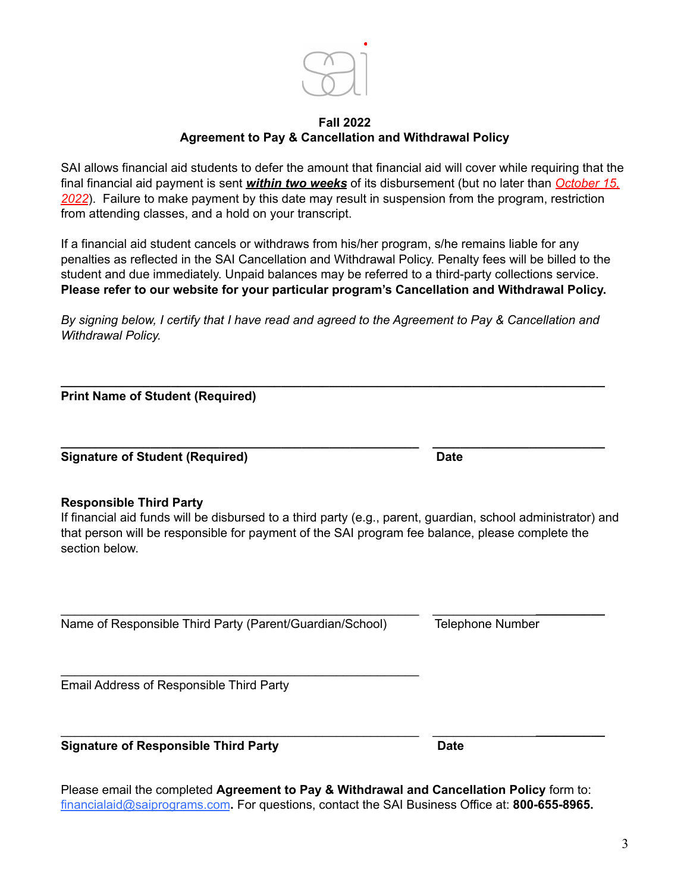**Fall 2022**
**Agreement to Pay & Cancellation and Withdrawal Policy**

SAI allows financial aid students to defer the amount that financial aid will cover while requiring that the final financial aid payment is sent ***within two weeks*** of its disbursement (but no later than *October 15, 2022*). Failure to make payment by this date may result in suspension from the program, restriction from attending classes, and a hold on your transcript.

If a financial aid student cancels or withdraws from his/her program, s/he remains liable for any penalties as reflected in the SAI Cancellation and Withdrawal Policy. Penalty fees will be billed to the student and due immediately. Unpaid balances may be referred to a third-party collections service. **Please refer to our website for your particular program's Cancellation and Withdrawal Policy.**

*By signing below, I certify that I have read and agreed to the Agreement to Pay & Cancellation and Withdrawal Policy.*

\_\_\_\_\_\_\_\_\_\_\_\_\_\_\_\_\_\_\_\_\_\_\_\_\_\_\_\_\_\_\_\_\_\_\_\_\_\_\_\_\_\_\_\_\_\_\_\_\_\_\_\_\_\_\_\_\_\_\_\_

**Print Name of Student (Required)**

\_\_\_\_\_\_\_\_\_\_\_\_\_\_\_\_\_\_\_\_\_\_\_\_\_\_\_\_\_\_\_\_\_\_\_\_\_\_\_\_ \_\_\_\_\_\_\_\_\_\_\_\_\_\_\_\_\_\_\_\_

**Signature of Student (Required)** **Date**

**Responsible Third Party**
If financial aid funds will be disbursed to a third party (e.g., parent, guardian, school administrator) and that person will be responsible for payment of the SAI program fee balance, please complete the section below.

\_\_\_\_\_\_\_\_\_\_\_\_\_\_\_\_\_\_\_\_\_\_\_\_\_\_\_\_\_\_\_\_\_\_\_\_\_\_\_\_ \_\_\_\_\_\_\_\_\_\_\_\_\_\_\_\_\_\_\_\_

Name of Responsible Third Party (Parent/Guardian/School) Telephone Number

\_\_\_\_\_\_\_\_\_\_\_\_\_\_\_\_\_\_\_\_\_\_\_\_\_\_\_\_\_\_\_\_\_\_\_\_\_\_\_\_

Email Address of Responsible Third Party

\_\_\_\_\_\_\_\_\_\_\_\_\_\_\_\_\_\_\_\_\_\_\_\_\_\_\_\_\_\_\_\_\_\_\_\_\_\_\_\_ \_\_\_\_\_\_\_\_\_\_\_\_\_\_\_\_\_\_\_\_

**Signature of Responsible Third Party** **Date**

Please email the completed **Agreement to Pay & Withdrawal and Cancellation Policy** form to: financialaid@saiprograms.com**.** For questions, contact the SAI Business Office at: **800-655-8965.**